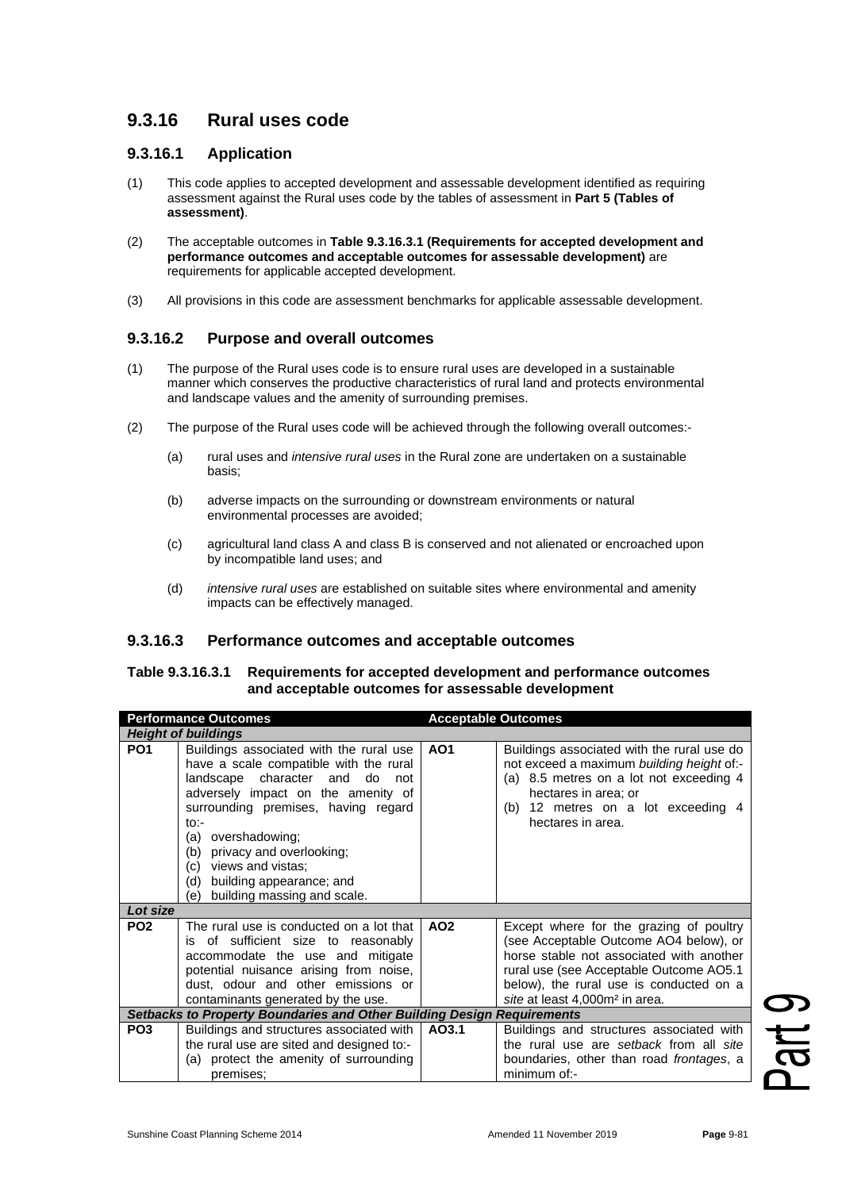## 9.3.16 Rural uses code

### 9.3.16.1 Application

(1) This code applies to accepted development and assessable development identified as requiring assessment against the Rural uses code by the tables of assessment in **Part 5 (Tables of assessment)**.

(2) The acceptable outcomes in **Table 9.3.16.3.1 (Requirements for accepted development and performance outcomes and acceptable outcomes for assessable development)** are requirements for applicable accepted development.

(3) All provisions in this code are assessment benchmarks for applicable assessable development.

### 9.3.16.2 Purpose and overall outcomes

(1) The purpose of the Rural uses code is to ensure rural uses are developed in a sustainable manner which conserves the productive characteristics of rural land and protects environmental and landscape values and the amenity of surrounding premises.

(2) The purpose of the Rural uses code will be achieved through the following overall outcomes:-

(a) rural uses and *intensive rural uses* in the Rural zone are undertaken on a sustainable basis;

(b) adverse impacts on the surrounding or downstream environments or natural environmental processes are avoided;

(c) agricultural land class A and class B is conserved and not alienated or encroached upon by incompatible land uses; and

(d) *intensive rural uses* are established on suitable sites where environmental and amenity impacts can be effectively managed.

### 9.3.16.3 Performance outcomes and acceptable outcomes

**Table 9.3.16.3.1 Requirements for accepted development and performance outcomes and acceptable outcomes for assessable development**

| Performance Outcomes | | Acceptable Outcomes | |
|---|---|---|---|
| ***Height of buildings*** | | | |
| **PO1** | Buildings associated with the rural use have a scale compatible with the rural landscape character and do not adversely impact on the amenity of surrounding premises, having regard to:-<br>(a) overshadowing;<br>(b) privacy and overlooking;<br>(c) views and vistas;<br>(d) building appearance; and<br>(e) building massing and scale. | **AO1** | Buildings associated with the rural use do not exceed a maximum *building height* of:-<br>(a) 8.5 metres on a lot not exceeding 4 hectares in area; or<br>(b) 12 metres on a lot exceeding 4 hectares in area. |
| ***Lot size*** | | | |
| **PO2** | The rural use is conducted on a lot that is of sufficient size to reasonably accommodate the use and mitigate potential nuisance arising from noise, dust, odour and other emissions or contaminants generated by the use. | **AO2** | Except where for the grazing of poultry (see Acceptable Outcome AO4 below), or horse stable not associated with another rural use (see Acceptable Outcome AO5.1 below), the rural use is conducted on a *site* at least 4,000m² in area. |
| ***Setbacks to Property Boundaries and Other Building Design Requirements*** | | | |
| **PO3** | Buildings and structures associated with the rural use are sited and designed to:-<br>(a) protect the amenity of surrounding premises; | **AO3.1** | Buildings and structures associated with the rural use are *setback* from all *site* boundaries, other than road *frontages*, a minimum of:- |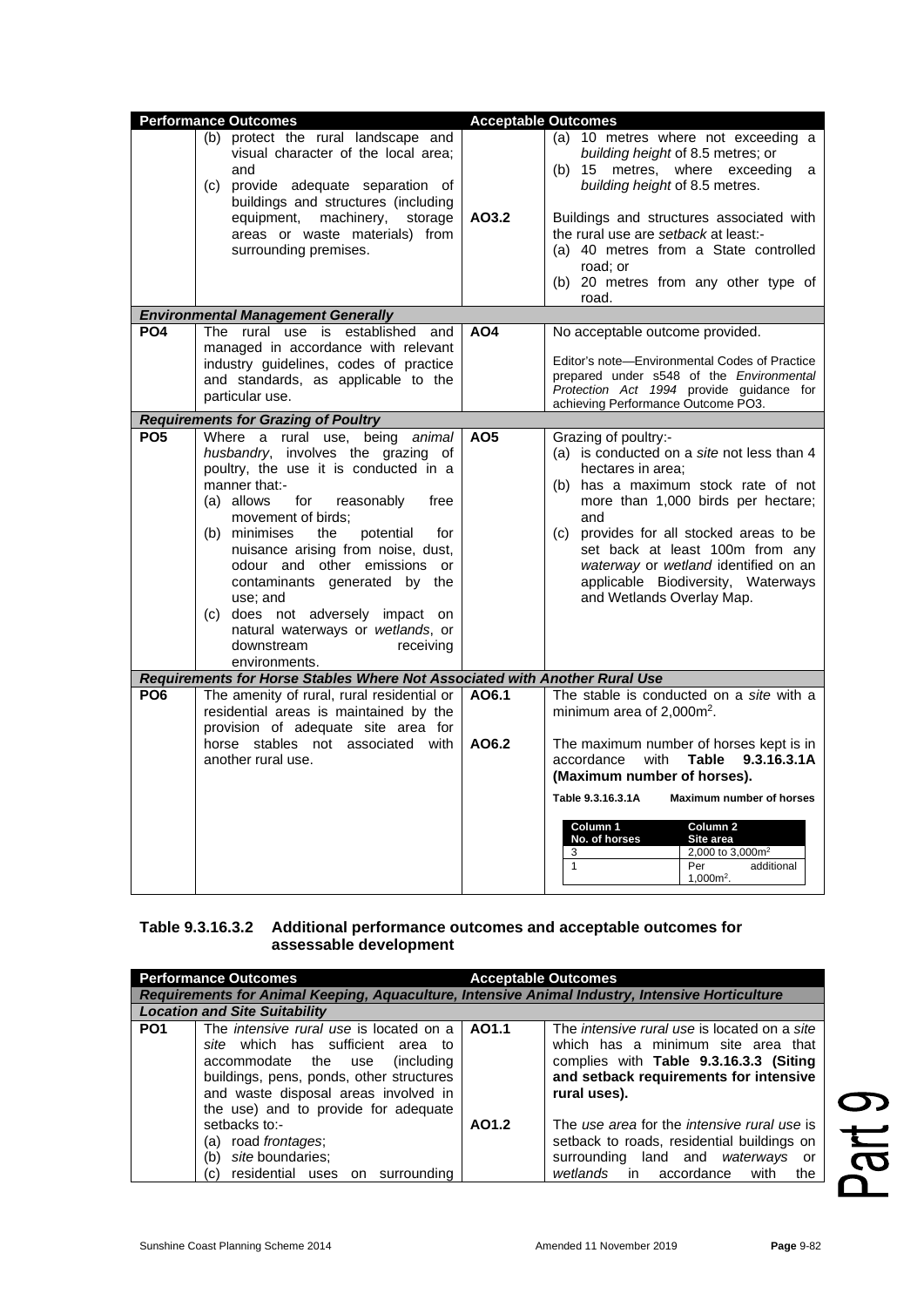| Performance Outcomes | | Acceptable Outcomes | |
|---|---|---|---|
| | (b) protect the rural landscape and visual character of the local area; and<br>(c) provide adequate separation of buildings and structures (including equipment, machinery, storage areas or waste materials) from surrounding premises. | | (a) 10 metres where not exceeding a *building height* of 8.5 metres; or<br>(b) 15 metres, where exceeding a *building height* of 8.5 metres. |
| | | AO3.2 | Buildings and structures associated with the rural use are *setback* at least:-<br>(a) 40 metres from a State controlled road; or<br>(b) 20 metres from any other type of road. |
| ***Environmental Management Generally*** | | | |
| **PO4** | The rural use is established and managed in accordance with relevant industry guidelines, codes of practice and standards, as applicable to the particular use. | **AO4** | No acceptable outcome provided.<br><br>Editor's note—Environmental Codes of Practice prepared under s548 of the *Environmental Protection Act 1994* provide guidance for achieving Performance Outcome PO3. |
| ***Requirements for Grazing of Poultry*** | | | |
| **PO5** | Where a rural use, being *animal husbandry*, involves the grazing of poultry, the use it is conducted in a manner that:-<br>(a) allows for reasonably free movement of birds;<br>(b) minimises the potential for nuisance arising from noise, dust, odour and other emissions or contaminants generated by the use; and<br>(c) does not adversely impact on natural waterways or *wetlands*, or downstream receiving environments. | **AO5** | Grazing of poultry:-<br>(a) is conducted on a *site* not less than 4 hectares in area;<br>(b) has a maximum stock rate of not more than 1,000 birds per hectare; and<br>(c) provides for all stocked areas to be set back at least 100m from any *waterway* or *wetland* identified on an applicable Biodiversity, Waterways and Wetlands Overlay Map. |
| ***Requirements for Horse Stables Where Not Associated with Another Rural Use*** | | | |
| **PO6** | The amenity of rural, rural residential or residential areas is maintained by the provision of adequate site area for horse stables not associated with another rural use. | **AO6.1** | The stable is conducted on a *site* with a minimum area of 2,000m². |
| | | **AO6.2** | The maximum number of horses kept is in accordance with **Table 9.3.16.3.1A (Maximum number of horses).**<br><br>**Table 9.3.16.3.1A Maximum number of horses**<br><br>Column 1 No. of horses / Column 2 Site area:<br>3 — 2,000 to 3,000m²<br>1 — Per additional 1,000m². |

### Table 9.3.16.3.2 Additional performance outcomes and acceptable outcomes for assessable development

| Performance Outcomes | | Acceptable Outcomes | |
|---|---|---|---|
| ***Requirements for Animal Keeping, Aquaculture, Intensive Animal Industry, Intensive Horticulture*** | | | |
| ***Location and Site Suitability*** | | | |
| **PO1** | The *intensive rural use* is located on a *site* which has sufficient area to accommodate the use (including buildings, pens, ponds, other structures and waste disposal areas involved in the use) and to provide for adequate setbacks to:-<br>(a) road *frontages*;<br>(b) *site* boundaries;<br>(c) residential uses on surrounding | **AO1.1** | The *intensive rural use* is located on a *site* which has a minimum site area that complies with **Table 9.3.16.3.3 (Siting and setback requirements for intensive rural uses).** |
| | | **AO1.2** | The *use area* for the *intensive rural use* is setback to roads, residential buildings on surrounding land and *waterways* or *wetlands* in accordance with the |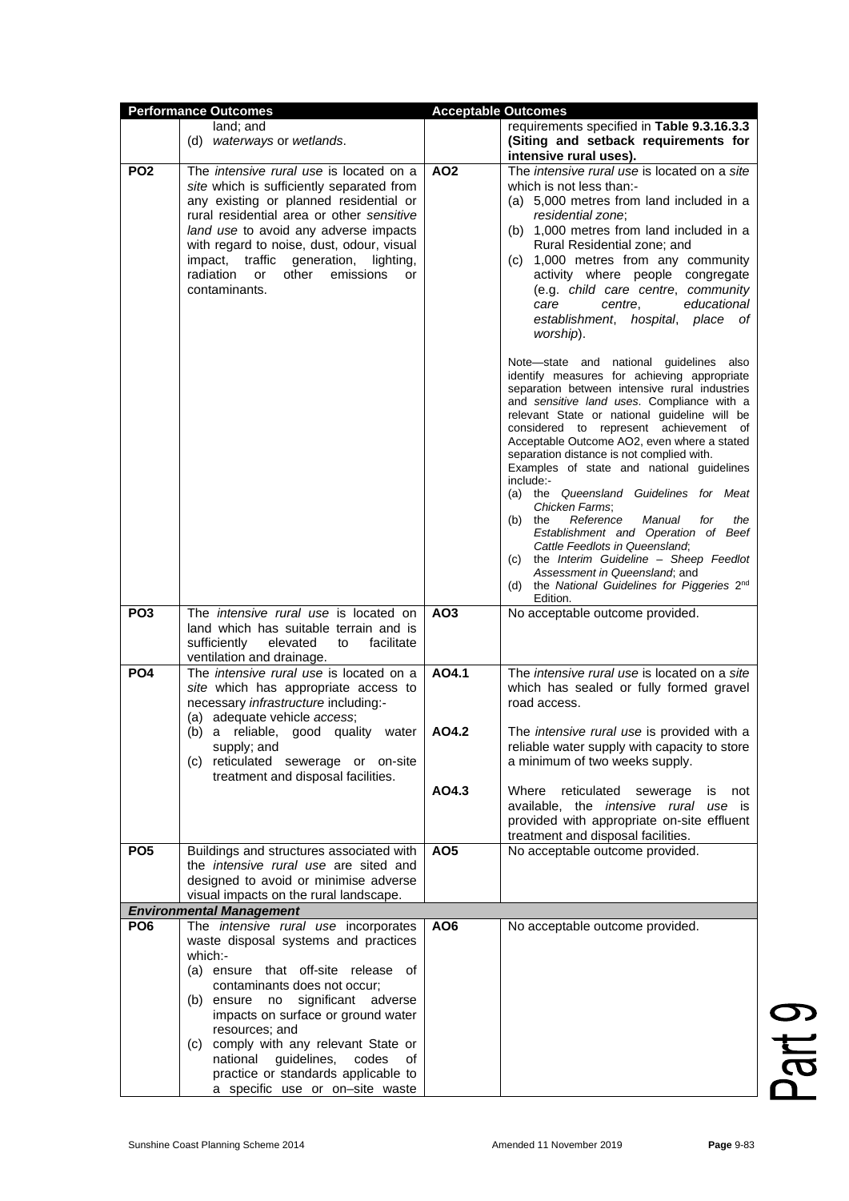| Performance Outcomes | | Acceptable Outcomes | |
|---|---|---|---|
| | land; and<br>(d) *waterways* or *wetlands*. | | requirements specified in **Table 9.3.16.3.3 (Siting and setback requirements for intensive rural uses).** |
| **PO2** | The *intensive rural use* is located on a *site* which is sufficiently separated from any existing or planned residential or rural residential area or other *sensitive land use* to avoid any adverse impacts with regard to noise, dust, odour, visual impact, traffic generation, lighting, radiation or other emissions or contaminants. | **AO2** | The *intensive rural use* is located on a *site* which is not less than:-<br>(a) 5,000 metres from land included in a *residential zone*;<br>(b) 1,000 metres from land included in a Rural Residential zone; and<br>(c) 1,000 metres from any community activity where people congregate (e.g. *child care centre*, *community care centre*, *educational establishment*, *hospital*, *place of worship*).<br><br>Note—state and national guidelines also identify measures for achieving appropriate separation between intensive rural industries and *sensitive land uses*. Compliance with a relevant State or national guideline will be considered to represent achievement of Acceptable Outcome AO2, even where a stated separation distance is not complied with.<br>Examples of state and national guidelines include:-<br>(a) the *Queensland Guidelines for Meat Chicken Farms*;<br>(b) the *Reference Manual for the Establishment and Operation of Beef Cattle Feedlots in Queensland*;<br>(c) the *Interim Guideline – Sheep Feedlot Assessment in Queensland*; and<br>(d) the *National Guidelines for Piggeries 2nd Edition*. |
| **PO3** | The *intensive rural use* is located on land which has suitable terrain and is sufficiently elevated to facilitate ventilation and drainage. | **AO3** | No acceptable outcome provided. |
| **PO4** | The *intensive rural use* is located on a *site* which has appropriate access to necessary *infrastructure* including:-<br>(a) adequate vehicle *access*;<br>(b) a reliable, good quality water supply; and<br>(c) reticulated sewerage or on-site treatment and disposal facilities. | **AO4.1** | The *intensive rural use* is located on a *site* which has sealed or fully formed gravel road access. |
| | | **AO4.2** | The *intensive rural use* is provided with a reliable water supply with capacity to store a minimum of two weeks supply. |
| | | **AO4.3** | Where reticulated sewerage is not available, the *intensive rural use* is provided with appropriate on-site effluent treatment and disposal facilities. |
| **PO5** | Buildings and structures associated with the *intensive rural use* are sited and designed to avoid or minimise adverse visual impacts on the rural landscape. | **AO5** | No acceptable outcome provided. |
| ***Environmental Management*** | | | |
| **PO6** | The *intensive rural use* incorporates waste disposal systems and practices which:-<br>(a) ensure that off-site release of contaminants does not occur;<br>(b) ensure no significant adverse impacts on surface or ground water resources; and<br>(c) comply with any relevant State or national guidelines, codes of practice or standards applicable to a specific use or on–site waste | **AO6** | No acceptable outcome provided. |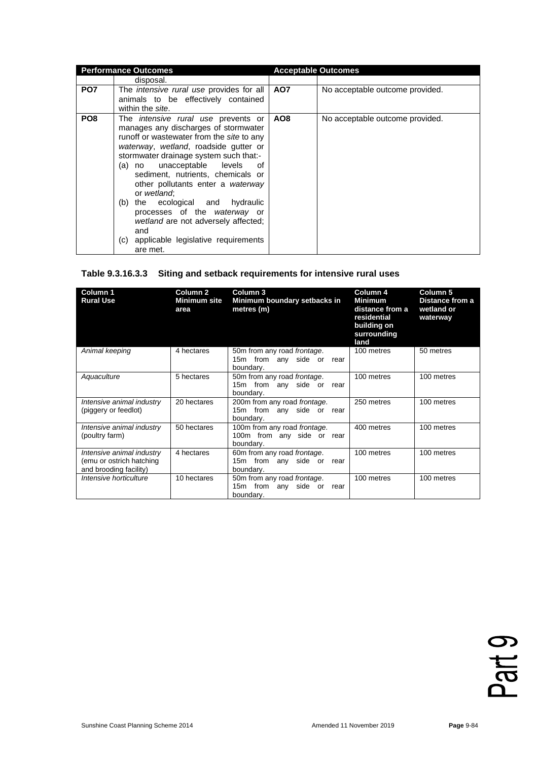| Performance Outcomes | | Acceptable Outcomes | |
|---|---|---|---|
| | disposal. | | |
| **PO7** | The *intensive rural use* provides for all animals to be effectively contained within the *site*. | **AO7** | No acceptable outcome provided. |
| **PO8** | The *intensive rural use* prevents or manages any discharges of stormwater runoff or wastewater from the *site* to any *waterway*, *wetland*, roadside gutter or stormwater drainage system such that:-<br>(a) no unacceptable levels of sediment, nutrients, chemicals or other pollutants enter a *waterway* or *wetland*;<br>(b) the ecological and hydraulic processes of the *waterway* or *wetland* are not adversely affected; and<br>(c) applicable legislative requirements are met. | **AO8** | No acceptable outcome provided. |

### Table 9.3.16.3.3 Siting and setback requirements for intensive rural uses

| Column 1 Rural Use | Column 2 Minimum site area | Column 3 Minimum boundary setbacks in metres (m) | Column 4 Minimum distance from a residential building on surrounding land | Column 5 Distance from a wetland or waterway |
|---|---|---|---|---|
| *Animal keeping* | 4 hectares | 50m from any road *frontage*.<br>15m from any side or rear boundary. | 100 metres | 50 metres |
| *Aquaculture* | 5 hectares | 50m from any road *frontage*.<br>15m from any side or rear boundary. | 100 metres | 100 metres |
| *Intensive animal industry* (piggery or feedlot) | 20 hectares | 200m from any road *frontage*.<br>15m from any side or rear boundary. | 250 metres | 100 metres |
| *Intensive animal industry* (poultry farm) | 50 hectares | 100m from any road *frontage*.<br>100m from any side or rear boundary. | 400 metres | 100 metres |
| *Intensive animal industry* (emu or ostrich hatching and brooding facility) | 4 hectares | 60m from any road *frontage*.<br>15m from any side or rear boundary. | 100 metres | 100 metres |
| *Intensive horticulture* | 10 hectares | 50m from any road *frontage*.<br>15m from any side or rear boundary. | 100 metres | 100 metres |